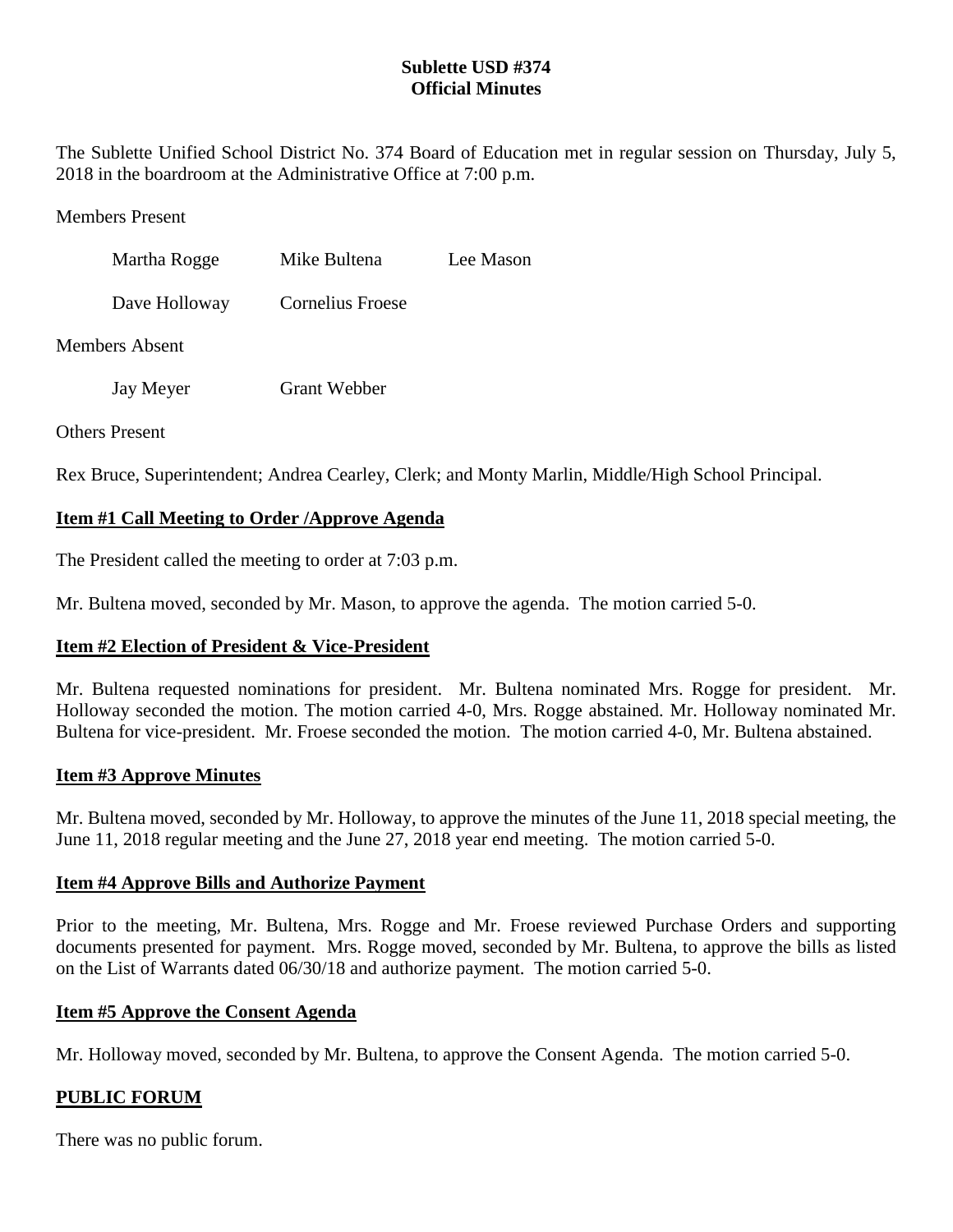# Sublette USD #374
## Official Minutes

The Sublette Unified School District No. 374 Board of Education met in regular session on Thursday, July 5, 2018 in the boardroom at the Administrative Office at 7:00 p.m.

Members Present

| | | |
|---|---|---|
| Martha Rogge | Mike Bultena | Lee Mason |
| Dave Holloway | Cornelius Froese | |

Members Absent

| | |
|---|---|
| Jay Meyer | Grant Webber |

Others Present

Rex Bruce, Superintendent; Andrea Cearley, Clerk; and Monty Marlin, Middle/High School Principal.

**Item #1 Call Meeting to Order /Approve Agenda**

The President called the meeting to order at 7:03 p.m.

Mr. Bultena moved, seconded by Mr. Mason, to approve the agenda. The motion carried 5-0.

**Item #2 Election of President & Vice-President**

Mr. Bultena requested nominations for president. Mr. Bultena nominated Mrs. Rogge for president. Mr. Holloway seconded the motion. The motion carried 4-0, Mrs. Rogge abstained. Mr. Holloway nominated Mr. Bultena for vice-president. Mr. Froese seconded the motion. The motion carried 4-0, Mr. Bultena abstained.

**Item #3 Approve Minutes**

Mr. Bultena moved, seconded by Mr. Holloway, to approve the minutes of the June 11, 2018 special meeting, the June 11, 2018 regular meeting and the June 27, 2018 year end meeting. The motion carried 5-0.

**Item #4 Approve Bills and Authorize Payment**

Prior to the meeting, Mr. Bultena, Mrs. Rogge and Mr. Froese reviewed Purchase Orders and supporting documents presented for payment. Mrs. Rogge moved, seconded by Mr. Bultena, to approve the bills as listed on the List of Warrants dated 06/30/18 and authorize payment. The motion carried 5-0.

**Item #5 Approve the Consent Agenda**

Mr. Holloway moved, seconded by Mr. Bultena, to approve the Consent Agenda. The motion carried 5-0.

**PUBLIC FORUM**

There was no public forum.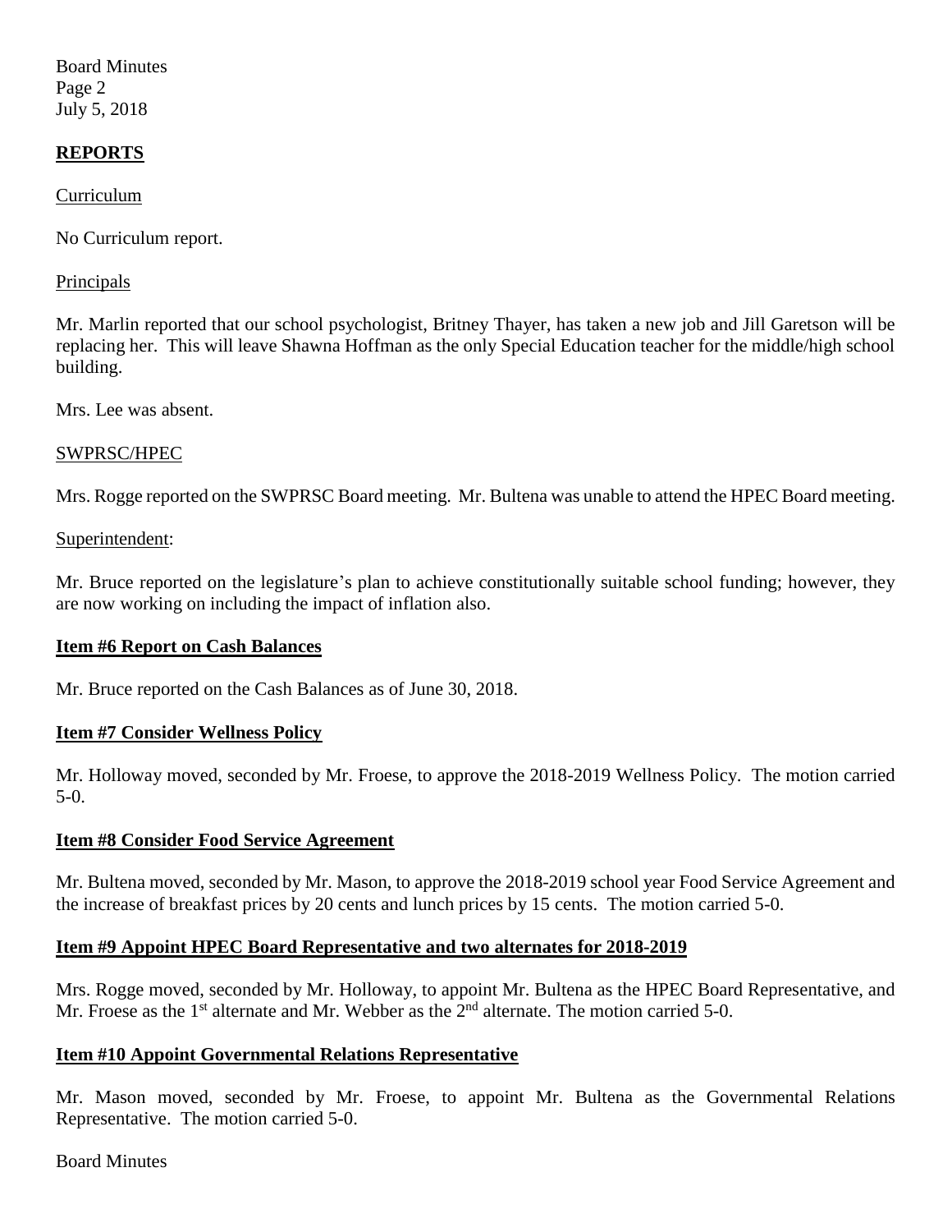## REPORTS

Curriculum

No Curriculum report.

Principals

Mr. Marlin reported that our school psychologist, Britney Thayer, has taken a new job and Jill Garetson will be replacing her. This will leave Shawna Hoffman as the only Special Education teacher for the middle/high school building.

Mrs. Lee was absent.

SWPRSC/HPEC

Mrs. Rogge reported on the SWPRSC Board meeting. Mr. Bultena was unable to attend the HPEC Board meeting.

Superintendent:

Mr. Bruce reported on the legislature's plan to achieve constitutionally suitable school funding; however, they are now working on including the impact of inflation also.

### Item #6 Report on Cash Balances

Mr. Bruce reported on the Cash Balances as of June 30, 2018.

### Item #7 Consider Wellness Policy

Mr. Holloway moved, seconded by Mr. Froese, to approve the 2018-2019 Wellness Policy. The motion carried 5-0.

### Item #8 Consider Food Service Agreement

Mr. Bultena moved, seconded by Mr. Mason, to approve the 2018-2019 school year Food Service Agreement and the increase of breakfast prices by 20 cents and lunch prices by 15 cents. The motion carried 5-0.

### Item #9 Appoint HPEC Board Representative and two alternates for 2018-2019

Mrs. Rogge moved, seconded by Mr. Holloway, to appoint Mr. Bultena as the HPEC Board Representative, and Mr. Froese as the 1st alternate and Mr. Webber as the 2nd alternate. The motion carried 5-0.

### Item #10 Appoint Governmental Relations Representative

Mr. Mason moved, seconded by Mr. Froese, to appoint Mr. Bultena as the Governmental Relations Representative. The motion carried 5-0.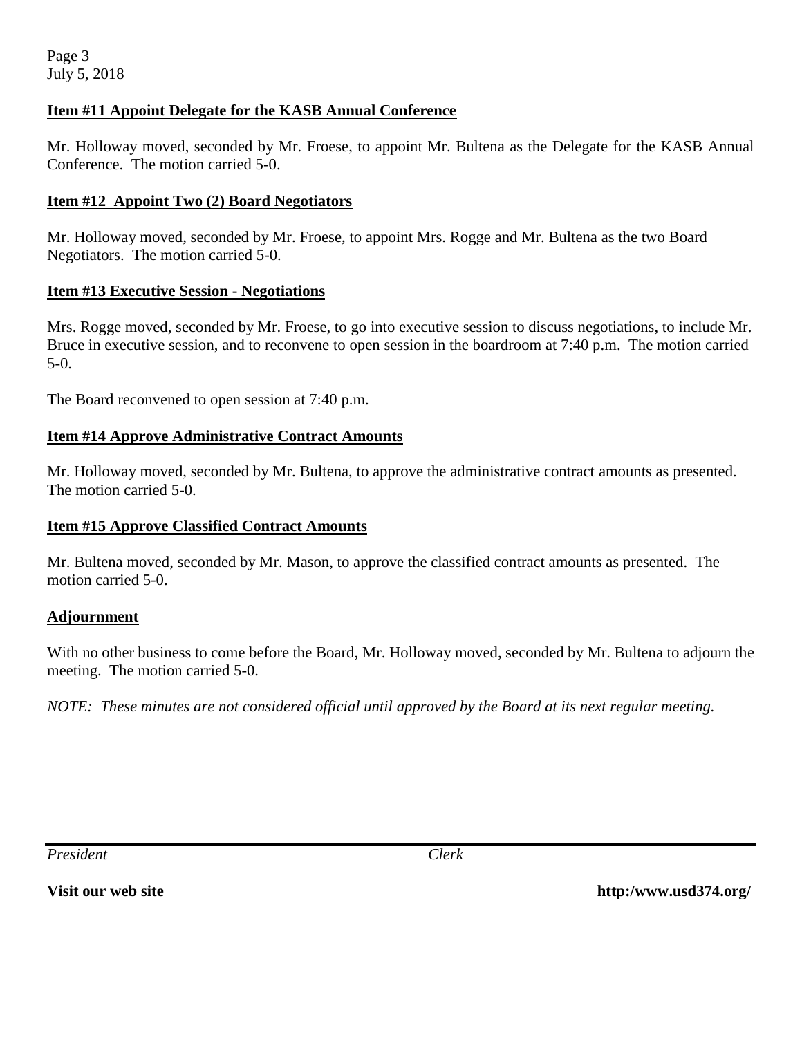**Item #11 Appoint Delegate for the KASB Annual Conference**

Mr. Holloway moved, seconded by Mr. Froese, to appoint Mr. Bultena as the Delegate for the KASB Annual Conference. The motion carried 5-0.

**Item #12 Appoint Two (2) Board Negotiators**

Mr. Holloway moved, seconded by Mr. Froese, to appoint Mrs. Rogge and Mr. Bultena as the two Board Negotiators. The motion carried 5-0.

**Item #13 Executive Session - Negotiations**

Mrs. Rogge moved, seconded by Mr. Froese, to go into executive session to discuss negotiations, to include Mr. Bruce in executive session, and to reconvene to open session in the boardroom at 7:40 p.m. The motion carried 5-0.

The Board reconvened to open session at 7:40 p.m.

**Item #14 Approve Administrative Contract Amounts**

Mr. Holloway moved, seconded by Mr. Bultena, to approve the administrative contract amounts as presented. The motion carried 5-0.

**Item #15 Approve Classified Contract Amounts**

Mr. Bultena moved, seconded by Mr. Mason, to approve the classified contract amounts as presented. The motion carried 5-0.

**Adjournment**

With no other business to come before the Board, Mr. Holloway moved, seconded by Mr. Bultena to adjourn the meeting. The motion carried 5-0.

*NOTE: These minutes are not considered official until approved by the Board at its next regular meeting.*

*President* *Clerk*

**Visit our web site** **http:/www.usd374.org/**